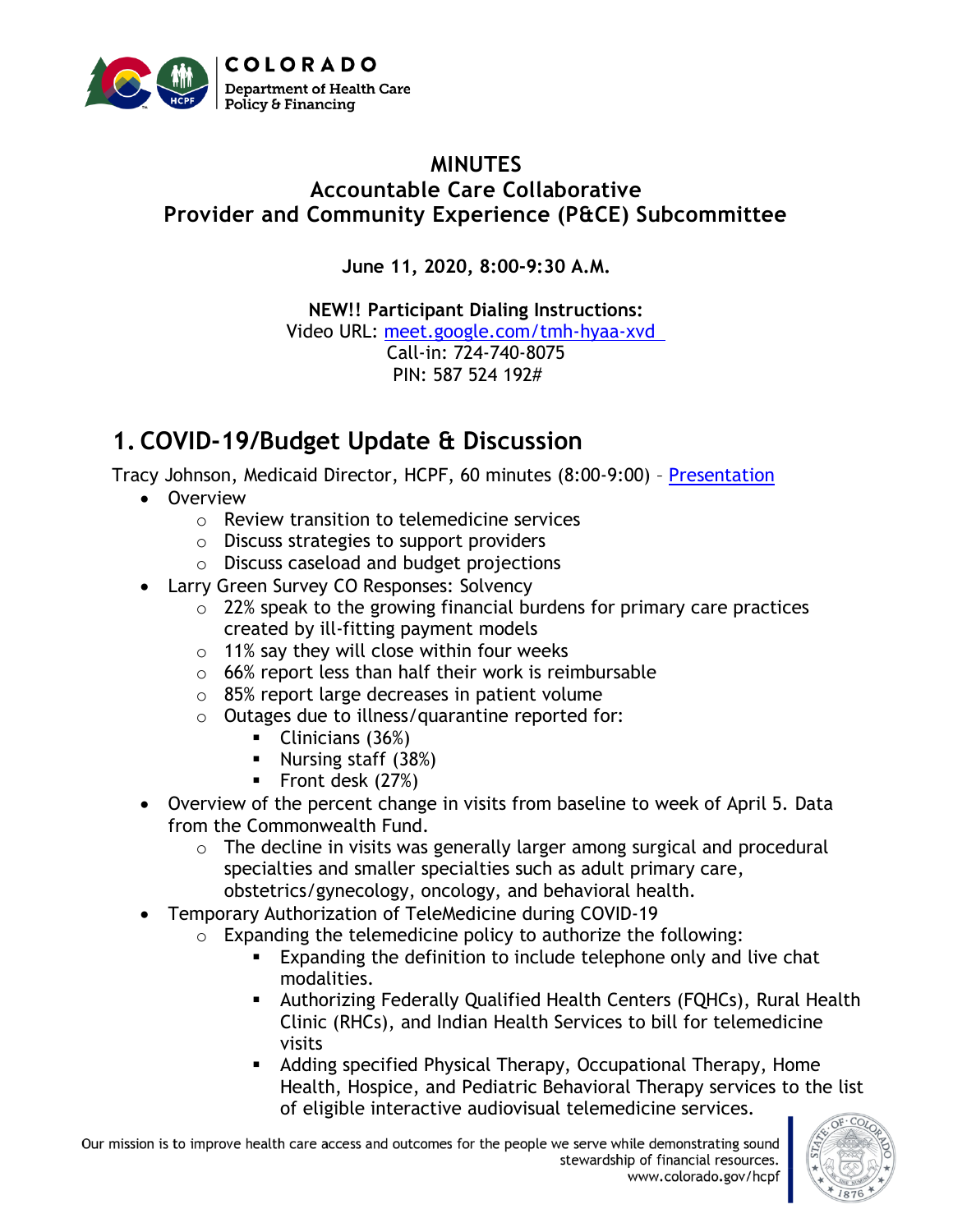# MINUTES
## Accountable Care Collaborative
## Provider and Community Experience (P&CE) Subcommittee

**June 11, 2020, 8:00-9:30 A.M.**

**NEW!! Participant Dialing Instructions:**
Video URL: meet.google.com/tmh-hyaa-xvd
Call-in: 724-740-8075
PIN: 587 524 192#

# 1. COVID-19/Budget Update & Discussion

Tracy Johnson, Medicaid Director, HCPF, 60 minutes (8:00-9:00) – Presentation

- Overview
  - Review transition to telemedicine services
  - Discuss strategies to support providers
  - Discuss caseload and budget projections
- Larry Green Survey CO Responses: Solvency
  - 22% speak to the growing financial burdens for primary care practices created by ill-fitting payment models
  - 11% say they will close within four weeks
  - 66% report less than half their work is reimbursable
  - 85% report large decreases in patient volume
  - Outages due to illness/quarantine reported for:
    - Clinicians (36%)
    - Nursing staff (38%)
    - Front desk (27%)
- Overview of the percent change in visits from baseline to week of April 5. Data from the Commonwealth Fund.
  - The decline in visits was generally larger among surgical and procedural specialties and smaller specialties such as adult primary care, obstetrics/gynecology, oncology, and behavioral health.
- Temporary Authorization of TeleMedicine during COVID-19
  - Expanding the telemedicine policy to authorize the following:
    - Expanding the definition to include telephone only and live chat modalities.
    - Authorizing Federally Qualified Health Centers (FQHCs), Rural Health Clinic (RHCs), and Indian Health Services to bill for telemedicine visits
    - Adding specified Physical Therapy, Occupational Therapy, Home Health, Hospice, and Pediatric Behavioral Therapy services to the list of eligible interactive audiovisual telemedicine services.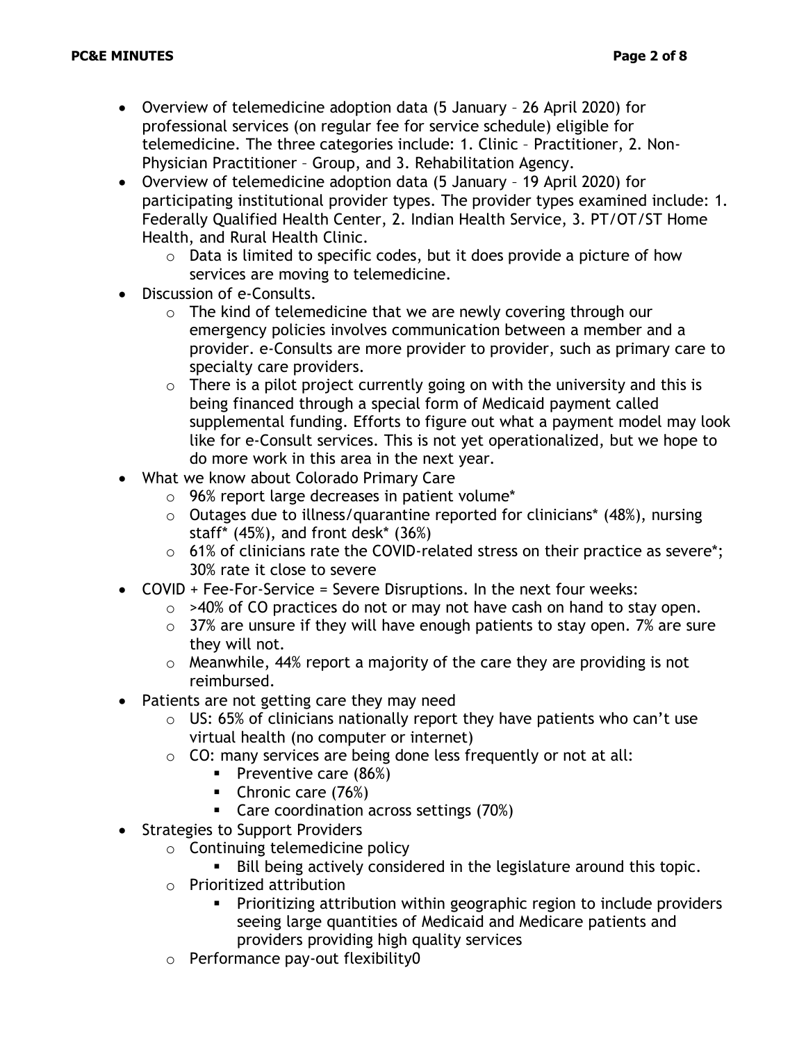- Overview of telemedicine adoption data (5 January – 26 April 2020) for professional services (on regular fee for service schedule) eligible for telemedicine. The three categories include: 1. Clinic – Practitioner, 2. Non-Physician Practitioner – Group, and 3. Rehabilitation Agency.
- Overview of telemedicine adoption data (5 January – 19 April 2020) for participating institutional provider types. The provider types examined include: 1. Federally Qualified Health Center, 2. Indian Health Service, 3. PT/OT/ST Home Health, and Rural Health Clinic.
  - Data is limited to specific codes, but it does provide a picture of how services are moving to telemedicine.
- Discussion of e-Consults.
  - The kind of telemedicine that we are newly covering through our emergency policies involves communication between a member and a provider. e-Consults are more provider to provider, such as primary care to specialty care providers.
  - There is a pilot project currently going on with the university and this is being financed through a special form of Medicaid payment called supplemental funding. Efforts to figure out what a payment model may look like for e-Consult services. This is not yet operationalized, but we hope to do more work in this area in the next year.
- What we know about Colorado Primary Care
  - 96% report large decreases in patient volume*
  - Outages due to illness/quarantine reported for clinicians* (48%), nursing staff* (45%), and front desk* (36%)
  - 61% of clinicians rate the COVID-related stress on their practice as severe*; 30% rate it close to severe
- COVID + Fee-For-Service = Severe Disruptions. In the next four weeks:
  - >40% of CO practices do not or may not have cash on hand to stay open.
  - 37% are unsure if they will have enough patients to stay open. 7% are sure they will not.
  - Meanwhile, 44% report a majority of the care they are providing is not reimbursed.
- Patients are not getting care they may need
  - US: 65% of clinicians nationally report they have patients who can't use virtual health (no computer or internet)
  - CO: many services are being done less frequently or not at all:
    - Preventive care (86%)
    - Chronic care (76%)
    - Care coordination across settings (70%)
- Strategies to Support Providers
  - Continuing telemedicine policy
    - Bill being actively considered in the legislature around this topic.
  - Prioritized attribution
    - Prioritizing attribution within geographic region to include providers seeing large quantities of Medicaid and Medicare patients and providers providing high quality services
  - Performance pay-out flexibility0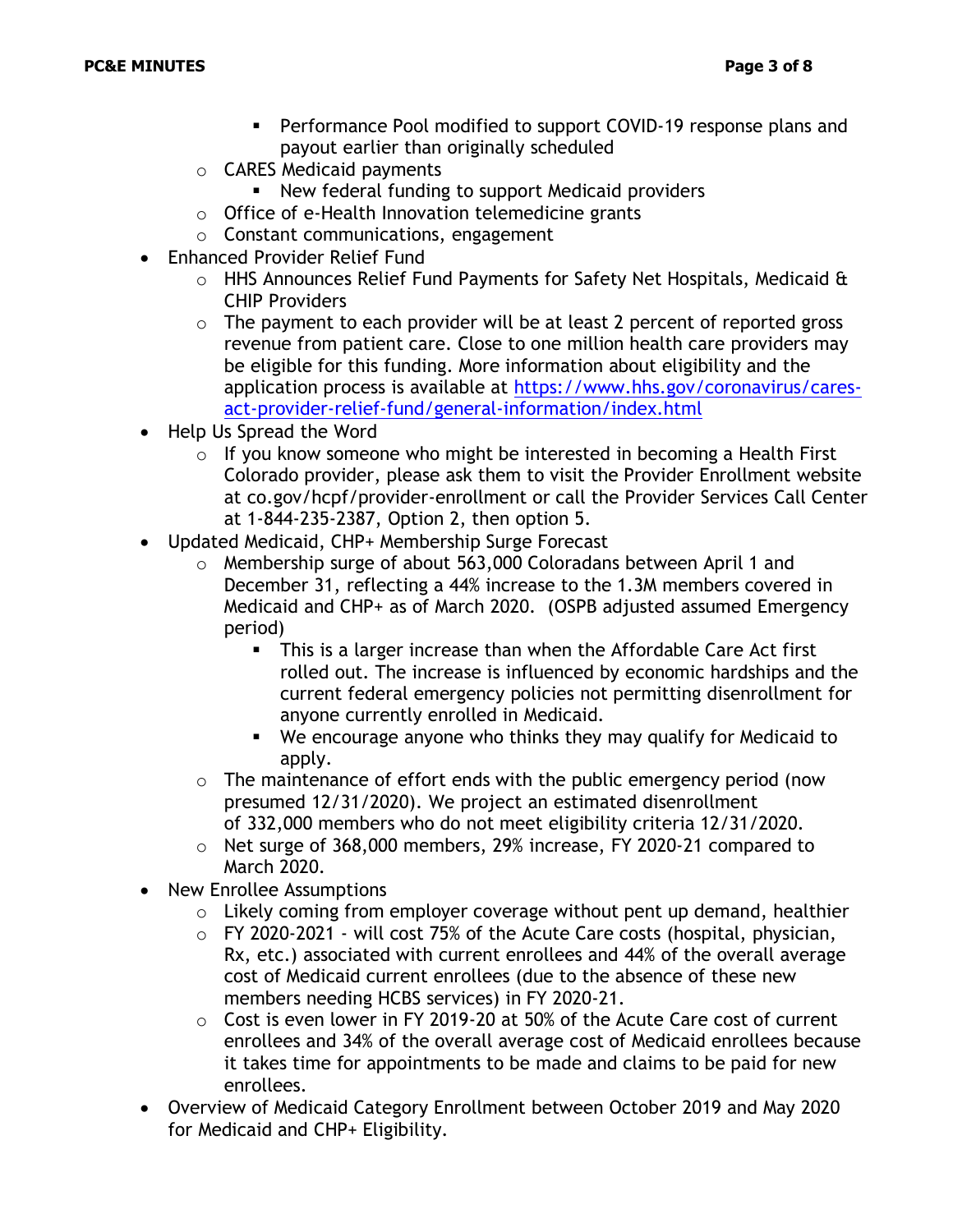- Performance Pool modified to support COVID-19 response plans and payout earlier than originally scheduled
    - CARES Medicaid payments
        - New federal funding to support Medicaid providers
    - Office of e-Health Innovation telemedicine grants
    - Constant communications, engagement
- Enhanced Provider Relief Fund
    - HHS Announces Relief Fund Payments for Safety Net Hospitals, Medicaid & CHIP Providers
    - The payment to each provider will be at least 2 percent of reported gross revenue from patient care. Close to one million health care providers may be eligible for this funding. More information about eligibility and the application process is available at [https://www.hhs.gov/coronavirus/cares-act-provider-relief-fund/general-information/index.html](https://www.hhs.gov/coronavirus/cares-act-provider-relief-fund/general-information/index.html)
- Help Us Spread the Word
    - If you know someone who might be interested in becoming a Health First Colorado provider, please ask them to visit the Provider Enrollment website at co.gov/hcpf/provider-enrollment or call the Provider Services Call Center at 1-844-235-2387, Option 2, then option 5.
- Updated Medicaid, CHP+ Membership Surge Forecast
    - Membership surge of about 563,000 Coloradans between April 1 and December 31, reflecting a 44% increase to the 1.3M members covered in Medicaid and CHP+ as of March 2020. (OSPB adjusted assumed Emergency period)
        - This is a larger increase than when the Affordable Care Act first rolled out. The increase is influenced by economic hardships and the current federal emergency policies not permitting disenrollment for anyone currently enrolled in Medicaid.
        - We encourage anyone who thinks they may qualify for Medicaid to apply.
    - The maintenance of effort ends with the public emergency period (now presumed 12/31/2020). We project an estimated disenrollment of 332,000 members who do not meet eligibility criteria 12/31/2020.
    - Net surge of 368,000 members, 29% increase, FY 2020-21 compared to March 2020.
- New Enrollee Assumptions
    - Likely coming from employer coverage without pent up demand, healthier
    - FY 2020-2021 - will cost 75% of the Acute Care costs (hospital, physician, Rx, etc.) associated with current enrollees and 44% of the overall average cost of Medicaid current enrollees (due to the absence of these new members needing HCBS services) in FY 2020-21.
    - Cost is even lower in FY 2019-20 at 50% of the Acute Care cost of current enrollees and 34% of the overall average cost of Medicaid enrollees because it takes time for appointments to be made and claims to be paid for new enrollees.
- Overview of Medicaid Category Enrollment between October 2019 and May 2020 for Medicaid and CHP+ Eligibility.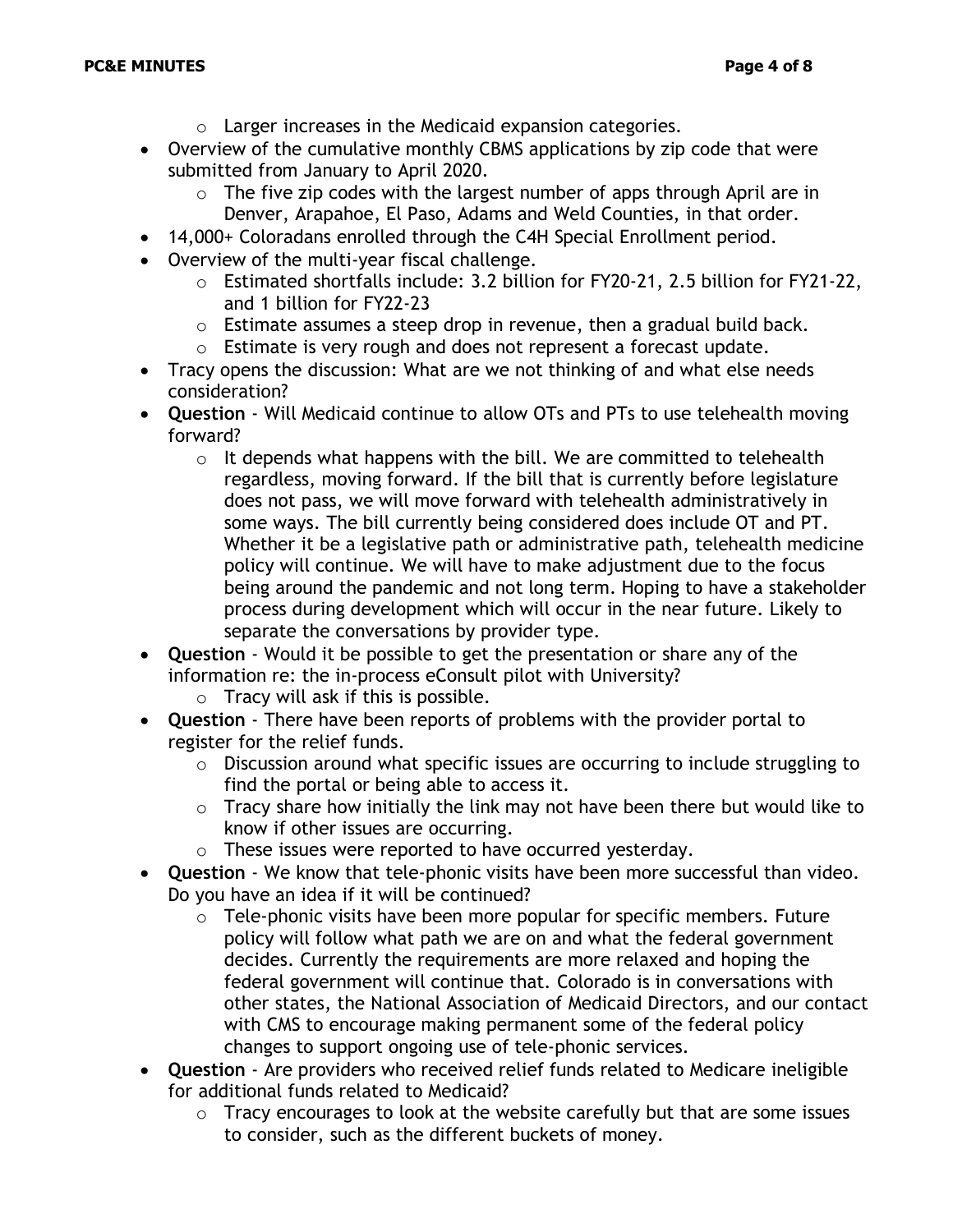- Larger increases in the Medicaid expansion categories.
- Overview of the cumulative monthly CBMS applications by zip code that were submitted from January to April 2020.
  - The five zip codes with the largest number of apps through April are in Denver, Arapahoe, El Paso, Adams and Weld Counties, in that order.
- 14,000+ Coloradans enrolled through the C4H Special Enrollment period.
- Overview of the multi-year fiscal challenge.
  - Estimated shortfalls include: 3.2 billion for FY20-21, 2.5 billion for FY21-22, and 1 billion for FY22-23
  - Estimate assumes a steep drop in revenue, then a gradual build back.
  - Estimate is very rough and does not represent a forecast update.
- Tracy opens the discussion: What are we not thinking of and what else needs consideration?
- **Question** - Will Medicaid continue to allow OTs and PTs to use telehealth moving forward?
  - It depends what happens with the bill. We are committed to telehealth regardless, moving forward. If the bill that is currently before legislature does not pass, we will move forward with telehealth administratively in some ways. The bill currently being considered does include OT and PT. Whether it be a legislative path or administrative path, telehealth medicine policy will continue. We will have to make adjustment due to the focus being around the pandemic and not long term. Hoping to have a stakeholder process during development which will occur in the near future. Likely to separate the conversations by provider type.
- **Question** - Would it be possible to get the presentation or share any of the information re: the in-process eConsult pilot with University?
  - Tracy will ask if this is possible.
- **Question** - There have been reports of problems with the provider portal to register for the relief funds.
  - Discussion around what specific issues are occurring to include struggling to find the portal or being able to access it.
  - Tracy share how initially the link may not have been there but would like to know if other issues are occurring.
  - These issues were reported to have occurred yesterday.
- **Question** - We know that tele-phonic visits have been more successful than video. Do you have an idea if it will be continued?
  - Tele-phonic visits have been more popular for specific members. Future policy will follow what path we are on and what the federal government decides. Currently the requirements are more relaxed and hoping the federal government will continue that. Colorado is in conversations with other states, the National Association of Medicaid Directors, and our contact with CMS to encourage making permanent some of the federal policy changes to support ongoing use of tele-phonic services.
- **Question** - Are providers who received relief funds related to Medicare ineligible for additional funds related to Medicaid?
  - Tracy encourages to look at the website carefully but that are some issues to consider, such as the different buckets of money.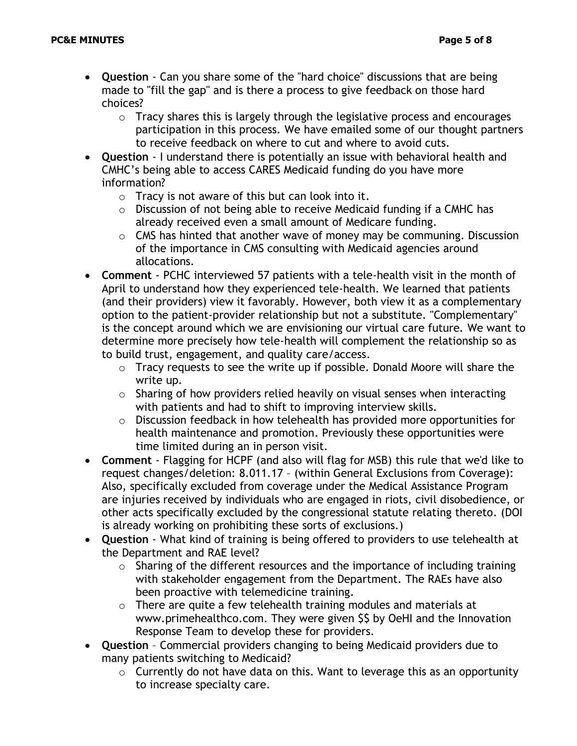- **Question** - Can you share some of the "hard choice" discussions that are being made to "fill the gap" and is there a process to give feedback on those hard choices?
  - Tracy shares this is largely through the legislative process and encourages participation in this process. We have emailed some of our thought partners to receive feedback on where to cut and where to avoid cuts.
- **Question** - I understand there is potentially an issue with behavioral health and CMHC's being able to access CARES Medicaid funding do you have more information?
  - Tracy is not aware of this but can look into it.
  - Discussion of not being able to receive Medicaid funding if a CMHC has already received even a small amount of Medicare funding.
  - CMS has hinted that another wave of money may be communing. Discussion of the importance in CMS consulting with Medicaid agencies around allocations.
- **Comment** - PCHC interviewed 57 patients with a tele-health visit in the month of April to understand how they experienced tele-health. We learned that patients (and their providers) view it favorably. However, both view it as a complementary option to the patient-provider relationship but not a substitute. "Complementary" is the concept around which we are envisioning our virtual care future. We want to determine more precisely how tele-health will complement the relationship so as to build trust, engagement, and quality care/access.
  - Tracy requests to see the write up if possible. Donald Moore will share the write up.
  - Sharing of how providers relied heavily on visual senses when interacting with patients and had to shift to improving interview skills.
  - Discussion feedback in how telehealth has provided more opportunities for health maintenance and promotion. Previously these opportunities were time limited during an in person visit.
- **Comment** - Flagging for HCPF (and also will flag for MSB) this rule that we'd like to request changes/deletion: 8.011.17 – (within General Exclusions from Coverage): Also, specifically excluded from coverage under the Medical Assistance Program are injuries received by individuals who are engaged in riots, civil disobedience, or other acts specifically excluded by the congressional statute relating thereto. (DOI is already working on prohibiting these sorts of exclusions.)
- **Question** - What kind of training is being offered to providers to use telehealth at the Department and RAE level?
  - Sharing of the different resources and the importance of including training with stakeholder engagement from the Department. The RAEs have also been proactive with telemedicine training.
  - There are quite a few telehealth training modules and materials at www.primehealthco.com. They were given $$ by OeHI and the Innovation Response Team to develop these for providers.
- **Question** – Commercial providers changing to being Medicaid providers due to many patients switching to Medicaid?
  - Currently do not have data on this. Want to leverage this as an opportunity to increase specialty care.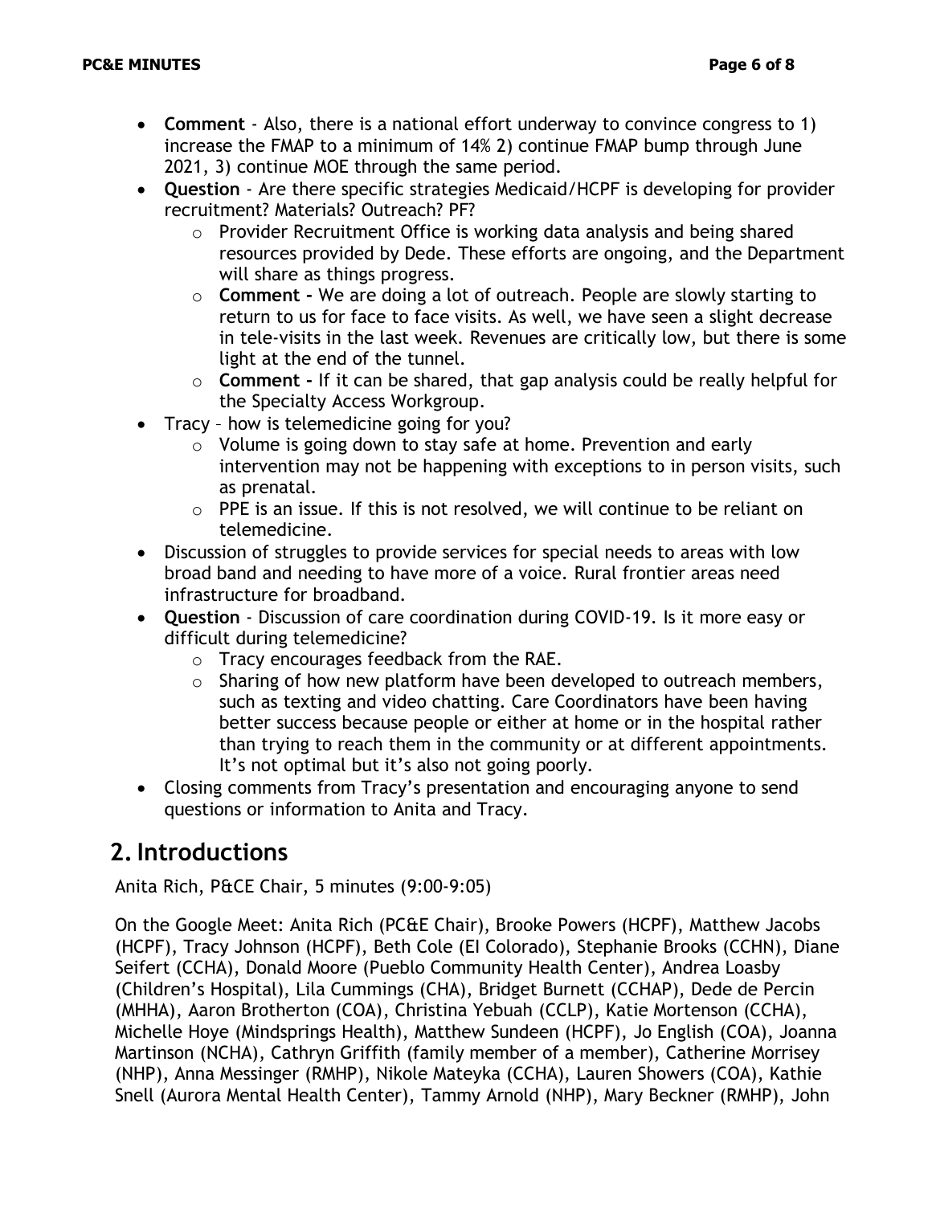- **Comment** - Also, there is a national effort underway to convince congress to 1) increase the FMAP to a minimum of 14% 2) continue FMAP bump through June 2021, 3) continue MOE through the same period.
- **Question** - Are there specific strategies Medicaid/HCPF is developing for provider recruitment? Materials? Outreach? PF?
    - Provider Recruitment Office is working data analysis and being shared resources provided by Dede. These efforts are ongoing, and the Department will share as things progress.
    - **Comment -** We are doing a lot of outreach. People are slowly starting to return to us for face to face visits. As well, we have seen a slight decrease in tele-visits in the last week. Revenues are critically low, but there is some light at the end of the tunnel.
    - **Comment -** If it can be shared, that gap analysis could be really helpful for the Specialty Access Workgroup.
- Tracy – how is telemedicine going for you?
    - Volume is going down to stay safe at home. Prevention and early intervention may not be happening with exceptions to in person visits, such as prenatal.
    - PPE is an issue. If this is not resolved, we will continue to be reliant on telemedicine.
- Discussion of struggles to provide services for special needs to areas with low broad band and needing to have more of a voice. Rural frontier areas need infrastructure for broadband.
- **Question** - Discussion of care coordination during COVID-19. Is it more easy or difficult during telemedicine?
    - Tracy encourages feedback from the RAE.
    - Sharing of how new platform have been developed to outreach members, such as texting and video chatting. Care Coordinators have been having better success because people or either at home or in the hospital rather than trying to reach them in the community or at different appointments. It's not optimal but it's also not going poorly.
- Closing comments from Tracy's presentation and encouraging anyone to send questions or information to Anita and Tracy.

## 2. Introductions

Anita Rich, P&CE Chair, 5 minutes (9:00-9:05)

On the Google Meet: Anita Rich (PC&E Chair), Brooke Powers (HCPF), Matthew Jacobs (HCPF), Tracy Johnson (HCPF), Beth Cole (EI Colorado), Stephanie Brooks (CCHN), Diane Seifert (CCHA), Donald Moore (Pueblo Community Health Center), Andrea Loasby (Children's Hospital), Lila Cummings (CHA), Bridget Burnett (CCHAP), Dede de Percin (MHHA), Aaron Brotherton (COA), Christina Yebuah (CCLP), Katie Mortenson (CCHA), Michelle Hoye (Mindsprings Health), Matthew Sundeen (HCPF), Jo English (COA), Joanna Martinson (NCHA), Cathryn Griffith (family member of a member), Catherine Morrisey (NHP), Anna Messinger (RMHP), Nikole Mateyka (CCHA), Lauren Showers (COA), Kathie Snell (Aurora Mental Health Center), Tammy Arnold (NHP), Mary Beckner (RMHP), John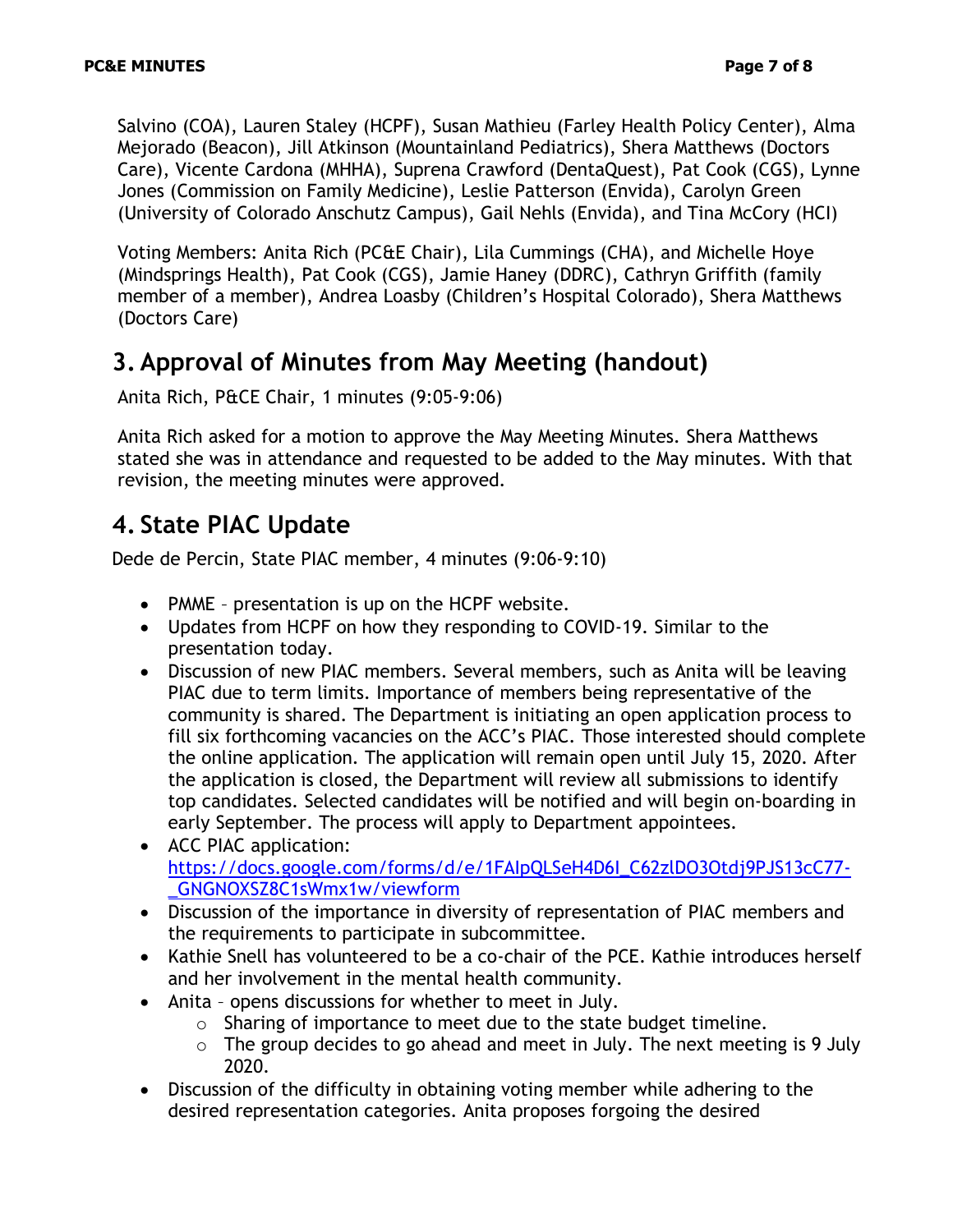Salvino (COA), Lauren Staley (HCPF), Susan Mathieu (Farley Health Policy Center), Alma Mejorado (Beacon), Jill Atkinson (Mountainland Pediatrics), Shera Matthews (Doctors Care), Vicente Cardona (MHHA), Suprena Crawford (DentaQuest), Pat Cook (CGS), Lynne Jones (Commission on Family Medicine), Leslie Patterson (Envida), Carolyn Green (University of Colorado Anschutz Campus), Gail Nehls (Envida), and Tina McCory (HCI)

Voting Members: Anita Rich (PC&E Chair), Lila Cummings (CHA), and Michelle Hoye (Mindsprings Health), Pat Cook (CGS), Jamie Haney (DDRC), Cathryn Griffith (family member of a member), Andrea Loasby (Children's Hospital Colorado), Shera Matthews (Doctors Care)

## 3. Approval of Minutes from May Meeting (handout)

Anita Rich, P&CE Chair, 1 minutes (9:05-9:06)

Anita Rich asked for a motion to approve the May Meeting Minutes. Shera Matthews stated she was in attendance and requested to be added to the May minutes. With that revision, the meeting minutes were approved.

## 4. State PIAC Update

Dede de Percin, State PIAC member, 4 minutes (9:06-9:10)

- PMME – presentation is up on the HCPF website.
- Updates from HCPF on how they responding to COVID-19. Similar to the presentation today.
- Discussion of new PIAC members. Several members, such as Anita will be leaving PIAC due to term limits. Importance of members being representative of the community is shared. The Department is initiating an open application process to fill six forthcoming vacancies on the ACC's PIAC. Those interested should complete the online application. The application will remain open until July 15, 2020. After the application is closed, the Department will review all submissions to identify top candidates. Selected candidates will be notified and will begin on-boarding in early September. The process will apply to Department appointees.
- ACC PIAC application: https://docs.google.com/forms/d/e/1FAIpQLSeH4D6I_C62zlDO3Otdj9PJS13cC77-_GNGNOXSZ8C1sWmx1w/viewform
- Discussion of the importance in diversity of representation of PIAC members and the requirements to participate in subcommittee.
- Kathie Snell has volunteered to be a co-chair of the PCE. Kathie introduces herself and her involvement in the mental health community.
- Anita – opens discussions for whether to meet in July.
  - Sharing of importance to meet due to the state budget timeline.
  - The group decides to go ahead and meet in July. The next meeting is 9 July 2020.
- Discussion of the difficulty in obtaining voting member while adhering to the desired representation categories. Anita proposes forgoing the desired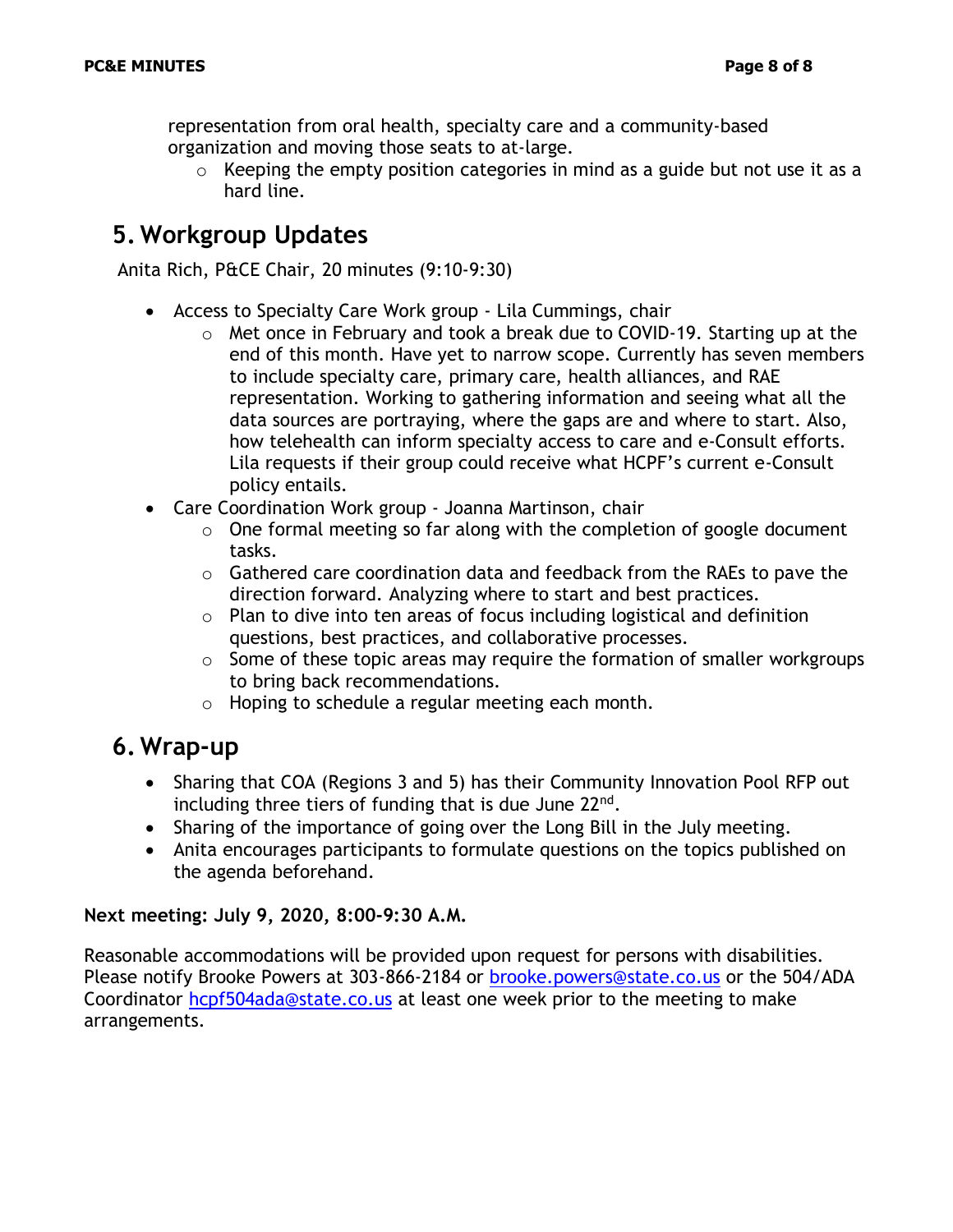representation from oral health, specialty care and a community-based organization and moving those seats to at-large.

- Keeping the empty position categories in mind as a guide but not use it as a hard line.

## 5. Workgroup Updates

Anita Rich, P&CE Chair, 20 minutes (9:10-9:30)

- Access to Specialty Care Work group - Lila Cummings, chair
  - Met once in February and took a break due to COVID-19. Starting up at the end of this month. Have yet to narrow scope. Currently has seven members to include specialty care, primary care, health alliances, and RAE representation. Working to gathering information and seeing what all the data sources are portraying, where the gaps are and where to start. Also, how telehealth can inform specialty access to care and e-Consult efforts. Lila requests if their group could receive what HCPF's current e-Consult policy entails.
- Care Coordination Work group - Joanna Martinson, chair
  - One formal meeting so far along with the completion of google document tasks.
  - Gathered care coordination data and feedback from the RAEs to pave the direction forward. Analyzing where to start and best practices.
  - Plan to dive into ten areas of focus including logistical and definition questions, best practices, and collaborative processes.
  - Some of these topic areas may require the formation of smaller workgroups to bring back recommendations.
  - Hoping to schedule a regular meeting each month.

## 6. Wrap-up

- Sharing that COA (Regions 3 and 5) has their Community Innovation Pool RFP out including three tiers of funding that is due June 22nd.
- Sharing of the importance of going over the Long Bill in the July meeting.
- Anita encourages participants to formulate questions on the topics published on the agenda beforehand.

**Next meeting: July 9, 2020, 8:00-9:30 A.M.**

Reasonable accommodations will be provided upon request for persons with disabilities. Please notify Brooke Powers at 303-866-2184 or brooke.powers@state.co.us or the 504/ADA Coordinator hcpf504ada@state.co.us at least one week prior to the meeting to make arrangements.